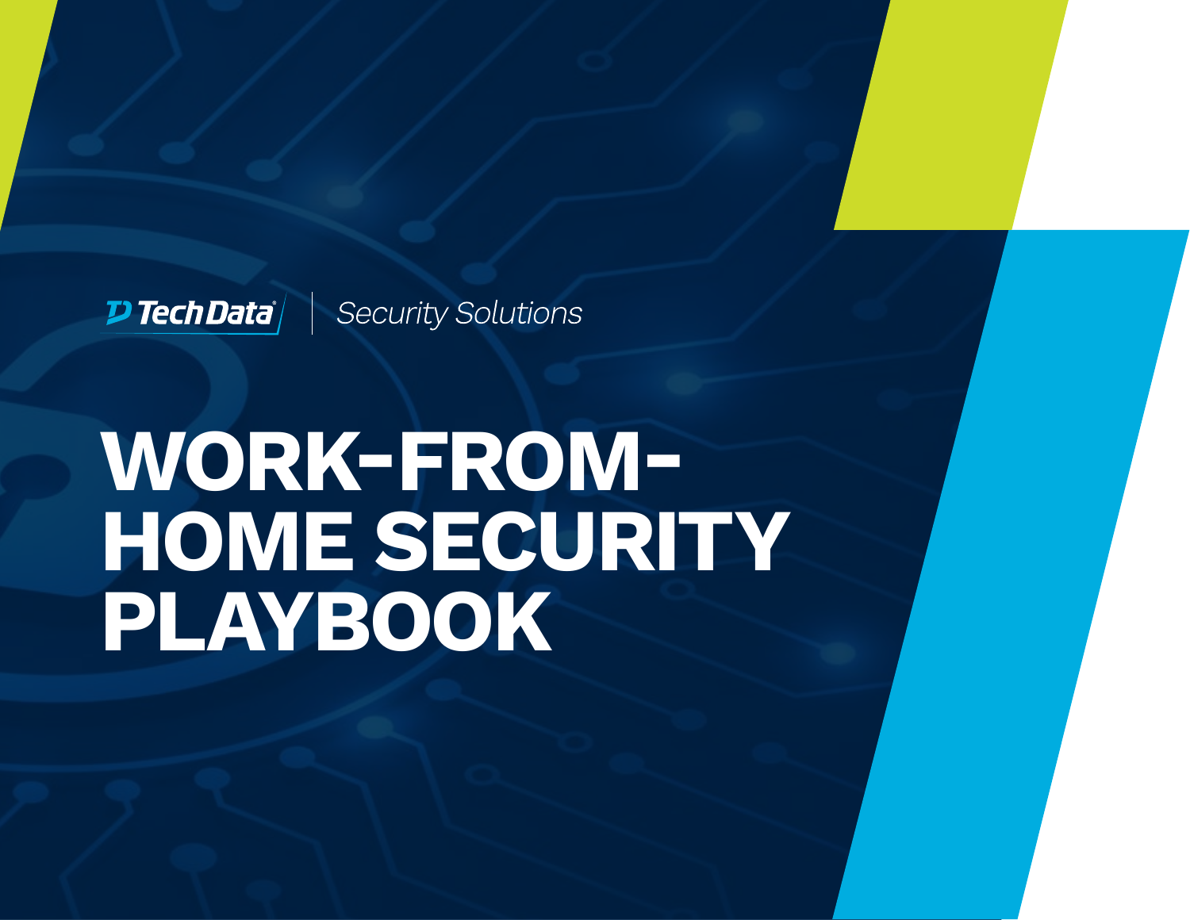Tech Data | Security Solutions

# WORK-FROM-HOME SECURITY PLAYBOOK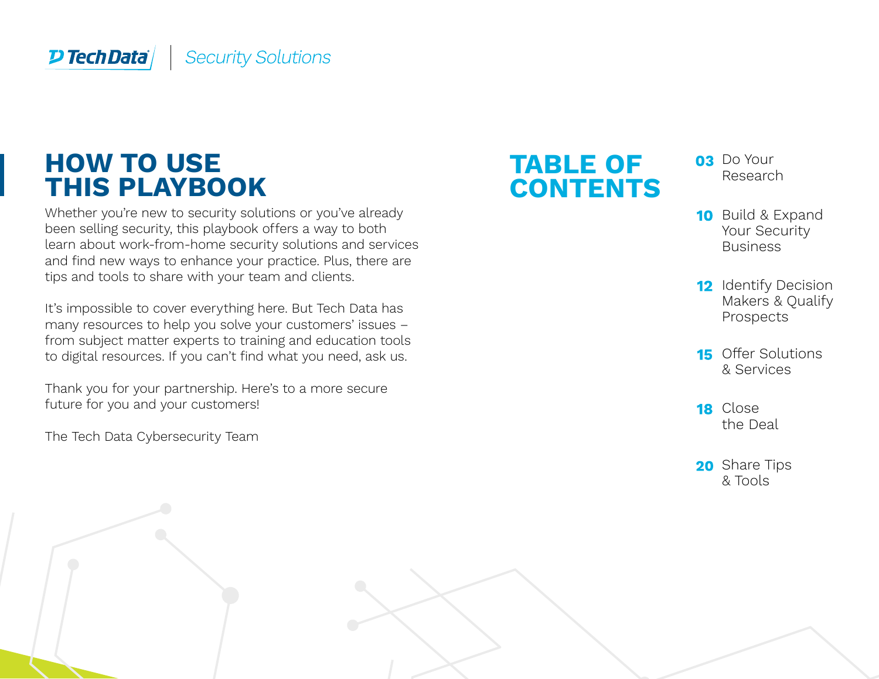# HOW TO USE THIS PLAYBOOK

Whether you're new to security solutions or you've already been selling security, this playbook offers a way to both learn about work-from-home security solutions and services and find new ways to enhance your practice. Plus, there are tips and tools to share with your team and clients.

It's impossible to cover everything here. But Tech Data has many resources to help you solve your customers' issues – from subject matter experts to training and education tools to digital resources. If you can't find what you need, ask us.

Thank you for your partnership. Here's to a more secure future for you and your customers!

The Tech Data Cybersecurity Team

# TABLE OF CONTENTS

- **03** Do Your Research
- **10** Build & Expand Your Security Business
- **12** Identify Decision Makers & Qualify Prospects
- **15** Offer Solutions & Services
- **18** Close the Deal
- **20** Share Tips & Tools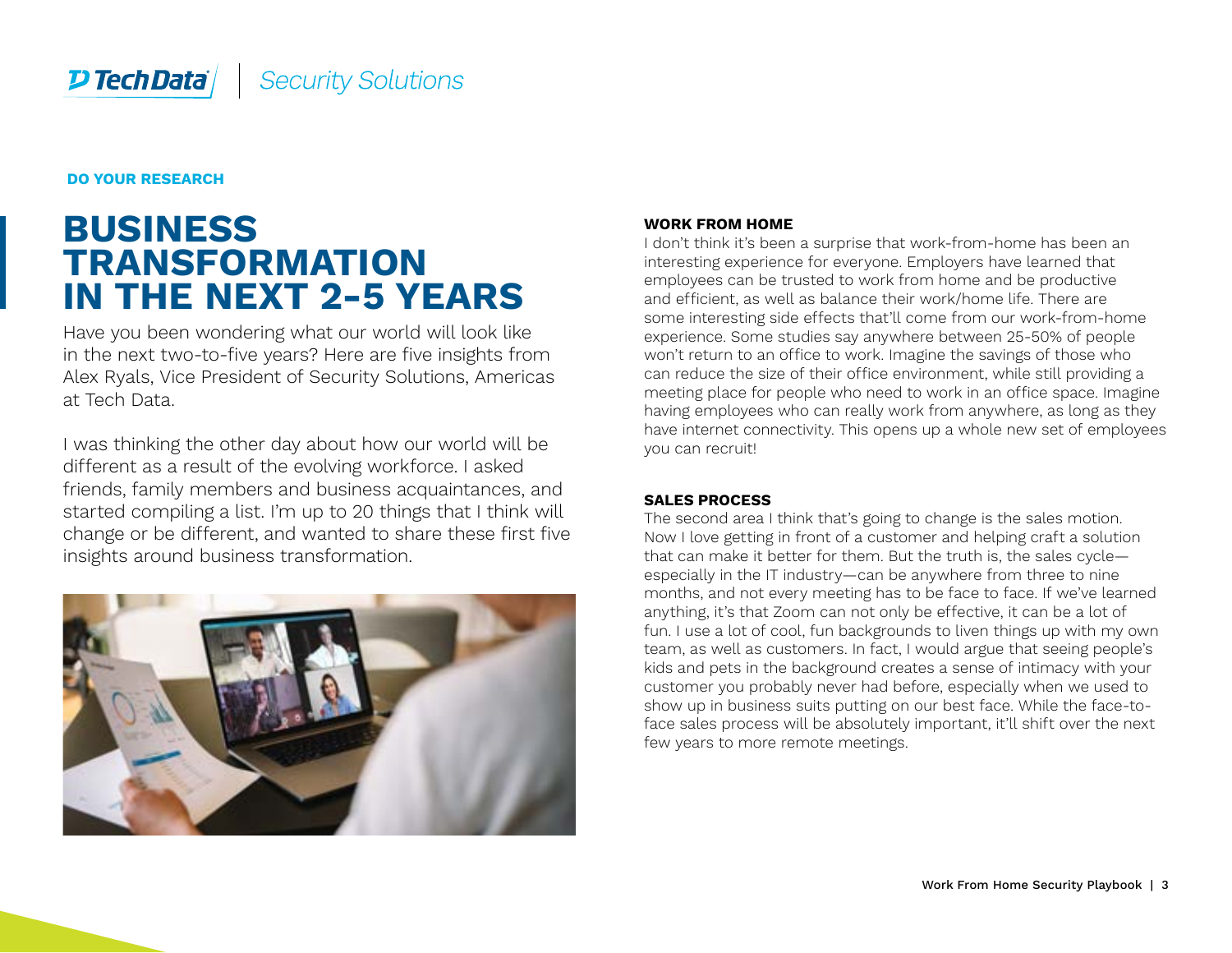**DO YOUR RESEARCH**

# BUSINESS TRANSFORMATION IN THE NEXT 2-5 YEARS

Have you been wondering what our world will look like in the next two-to-five years? Here are five insights from Alex Ryals, Vice President of Security Solutions, Americas at Tech Data.

I was thinking the other day about how our world will be different as a result of the evolving workforce. I asked friends, family members and business acquaintances, and started compiling a list. I'm up to 20 things that I think will change or be different, and wanted to share these first five insights around business transformation.

### WORK FROM HOME

I don't think it's been a surprise that work-from-home has been an interesting experience for everyone. Employers have learned that employees can be trusted to work from home and be productive and efficient, as well as balance their work/home life. There are some interesting side effects that'll come from our work-from-home experience. Some studies say anywhere between 25-50% of people won't return to an office to work. Imagine the savings of those who can reduce the size of their office environment, while still providing a meeting place for people who need to work in an office space. Imagine having employees who can really work from anywhere, as long as they have internet connectivity. This opens up a whole new set of employees you can recruit!

### SALES PROCESS

The second area I think that's going to change is the sales motion. Now I love getting in front of a customer and helping craft a solution that can make it better for them. But the truth is, the sales cycle—especially in the IT industry—can be anywhere from three to nine months, and not every meeting has to be face to face. If we've learned anything, it's that Zoom can not only be effective, it can be a lot of fun. I use a lot of cool, fun backgrounds to liven things up with my own team, as well as customers. In fact, I would argue that seeing people's kids and pets in the background creates a sense of intimacy with your customer you probably never had before, especially when we used to show up in business suits putting on our best face. While the face-to-face sales process will be absolutely important, it'll shift over the next few years to more remote meetings.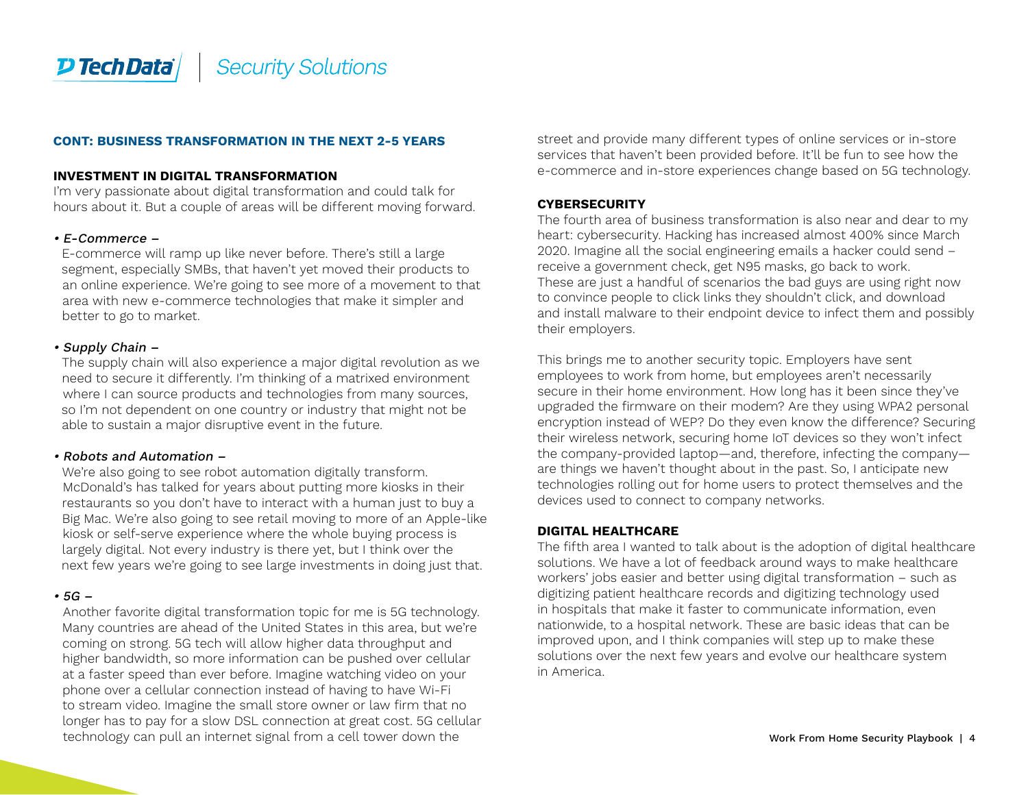## CONT: BUSINESS TRANSFORMATION IN THE NEXT 2-5 YEARS

### INVESTMENT IN DIGITAL TRANSFORMATION

I'm very passionate about digital transformation and could talk for hours about it. But a couple of areas will be different moving forward.

- *E-Commerce –*
  E-commerce will ramp up like never before. There's still a large segment, especially SMBs, that haven't yet moved their products to an online experience. We're going to see more of a movement to that area with new e-commerce technologies that make it simpler and better to go to market.

- *Supply Chain –*
  The supply chain will also experience a major digital revolution as we need to secure it differently. I'm thinking of a matrixed environment where I can source products and technologies from many sources, so I'm not dependent on one country or industry that might not be able to sustain a major disruptive event in the future.

- *Robots and Automation –*
  We're also going to see robot automation digitally transform. McDonald's has talked for years about putting more kiosks in their restaurants so you don't have to interact with a human just to buy a Big Mac. We're also going to see retail moving to more of an Apple-like kiosk or self-serve experience where the whole buying process is largely digital. Not every industry is there yet, but I think over the next few years we're going to see large investments in doing just that.

- *5G –*
  Another favorite digital transformation topic for me is 5G technology. Many countries are ahead of the United States in this area, but we're coming on strong. 5G tech will allow higher data throughput and higher bandwidth, so more information can be pushed over cellular at a faster speed than ever before. Imagine watching video on your phone over a cellular connection instead of having to have Wi-Fi to stream video. Imagine the small store owner or law firm that no longer has to pay for a slow DSL connection at great cost. 5G cellular technology can pull an internet signal from a cell tower down the street and provide many different types of online services or in-store services that haven't been provided before. It'll be fun to see how the e-commerce and in-store experiences change based on 5G technology.

### CYBERSECURITY

The fourth area of business transformation is also near and dear to my heart: cybersecurity. Hacking has increased almost 400% since March 2020. Imagine all the social engineering emails a hacker could send – receive a government check, get N95 masks, go back to work. These are just a handful of scenarios the bad guys are using right now to convince people to click links they shouldn't click, and download and install malware to their endpoint device to infect them and possibly their employers.

This brings me to another security topic. Employers have sent employees to work from home, but employees aren't necessarily secure in their home environment. How long has it been since they've upgraded the firmware on their modem? Are they using WPA2 personal encryption instead of WEP? Do they even know the difference? Securing their wireless network, securing home IoT devices so they won't infect the company-provided laptop—and, therefore, infecting the company—are things we haven't thought about in the past. So, I anticipate new technologies rolling out for home users to protect themselves and the devices used to connect to company networks.

### DIGITAL HEALTHCARE

The fifth area I wanted to talk about is the adoption of digital healthcare solutions. We have a lot of feedback around ways to make healthcare workers' jobs easier and better using digital transformation – such as digitizing patient healthcare records and digitizing technology used in hospitals that make it faster to communicate information, even nationwide, to a hospital network. These are basic ideas that can be improved upon, and I think companies will step up to make these solutions over the next few years and evolve our healthcare system in America.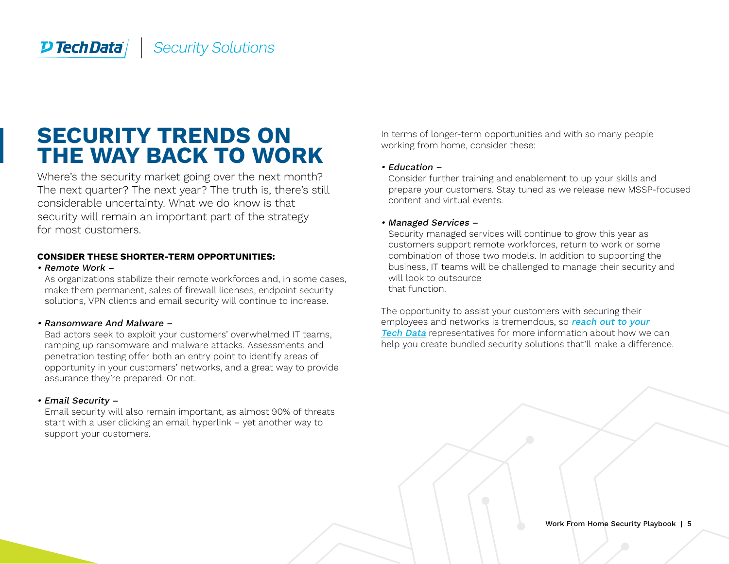# SECURITY TRENDS ON THE WAY BACK TO WORK

Where's the security market going over the next month? The next quarter? The next year? The truth is, there's still considerable uncertainty. What we do know is that security will remain an important part of the strategy for most customers.

**CONSIDER THESE SHORTER-TERM OPPORTUNITIES:**

- *Remote Work –*
  As organizations stabilize their remote workforces and, in some cases, make them permanent, sales of firewall licenses, endpoint security solutions, VPN clients and email security will continue to increase.

- *Ransomware And Malware –*
  Bad actors seek to exploit your customers' overwhelmed IT teams, ramping up ransomware and malware attacks. Assessments and penetration testing offer both an entry point to identify areas of opportunity in your customers' networks, and a great way to provide assurance they're prepared. Or not.

- *Email Security –*
  Email security will also remain important, as almost 90% of threats start with a user clicking an email hyperlink – yet another way to support your customers.

In terms of longer-term opportunities and with so many people working from home, consider these:

- *Education –*
  Consider further training and enablement to up your skills and prepare your customers. Stay tuned as we release new MSSP-focused content and virtual events.

- *Managed Services –*
  Security managed services will continue to grow this year as customers support remote workforces, return to work or some combination of those two models. In addition to supporting the business, IT teams will be challenged to manage their security and will look to outsource that function.

The opportunity to assist your customers with securing their employees and networks is tremendous, so ***reach out to your Tech Data*** representatives for more information about how we can help you create bundled security solutions that'll make a difference.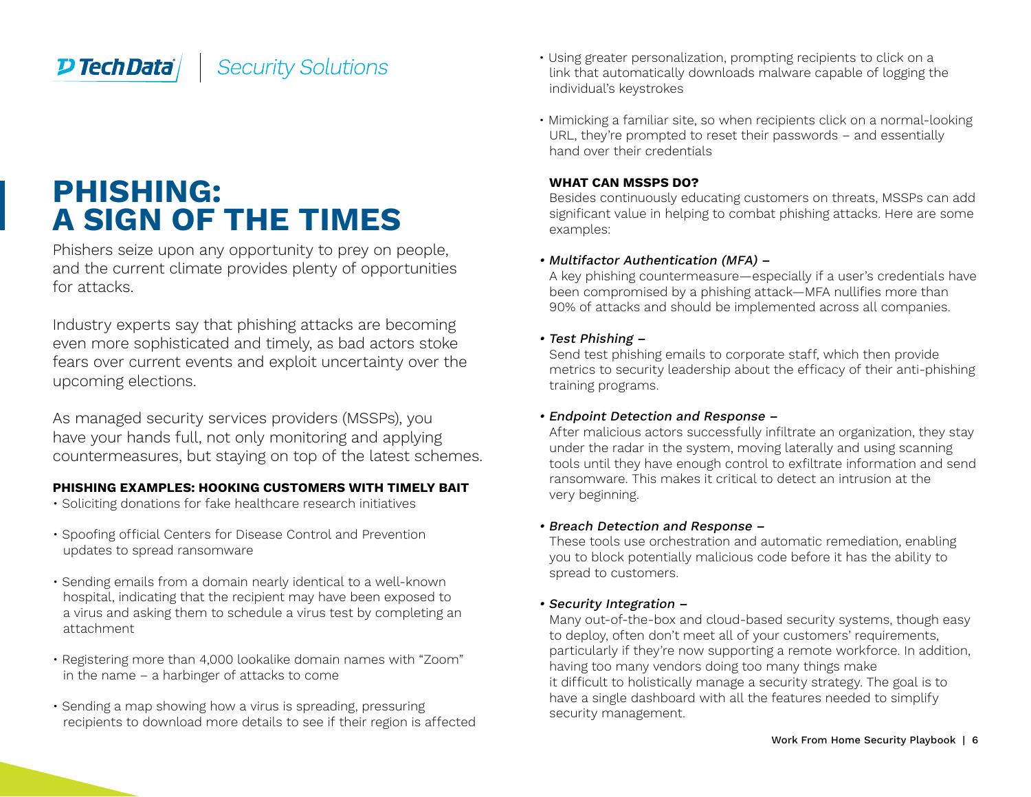# PHISHING: A SIGN OF THE TIMES

Phishers seize upon any opportunity to prey on people, and the current climate provides plenty of opportunities for attacks.

Industry experts say that phishing attacks are becoming even more sophisticated and timely, as bad actors stoke fears over current events and exploit uncertainty over the upcoming elections.

As managed security services providers (MSSPs), you have your hands full, not only monitoring and applying countermeasures, but staying on top of the latest schemes.

**PHISHING EXAMPLES: HOOKING CUSTOMERS WITH TIMELY BAIT**

- Soliciting donations for fake healthcare research initiatives
- Spoofing official Centers for Disease Control and Prevention updates to spread ransomware
- Sending emails from a domain nearly identical to a well-known hospital, indicating that the recipient may have been exposed to a virus and asking them to schedule a virus test by completing an attachment
- Registering more than 4,000 lookalike domain names with "Zoom" in the name – a harbinger of attacks to come
- Sending a map showing how a virus is spreading, pressuring recipients to download more details to see if their region is affected
- Using greater personalization, prompting recipients to click on a link that automatically downloads malware capable of logging the individual's keystrokes
- Mimicking a familiar site, so when recipients click on a normal-looking URL, they're prompted to reset their passwords – and essentially hand over their credentials

**WHAT CAN MSSPS DO?**

Besides continuously educating customers on threats, MSSPs can add significant value in helping to combat phishing attacks. Here are some examples:

- *Multifactor Authentication (MFA) –*
  A key phishing countermeasure—especially if a user's credentials have been compromised by a phishing attack—MFA nullifies more than 90% of attacks and should be implemented across all companies.

- *Test Phishing –*
  Send test phishing emails to corporate staff, which then provide metrics to security leadership about the efficacy of their anti-phishing training programs.

- *Endpoint Detection and Response –*
  After malicious actors successfully infiltrate an organization, they stay under the radar in the system, moving laterally and using scanning tools until they have enough control to exfiltrate information and send ransomware. This makes it critical to detect an intrusion at the very beginning.

- *Breach Detection and Response –*
  These tools use orchestration and automatic remediation, enabling you to block potentially malicious code before it has the ability to spread to customers.

- *Security Integration –*
  Many out-of-the-box and cloud-based security systems, though easy to deploy, often don't meet all of your customers' requirements, particularly if they're now supporting a remote workforce. In addition, having too many vendors doing too many things make it difficult to holistically manage a security strategy. The goal is to have a single dashboard with all the features needed to simplify security management.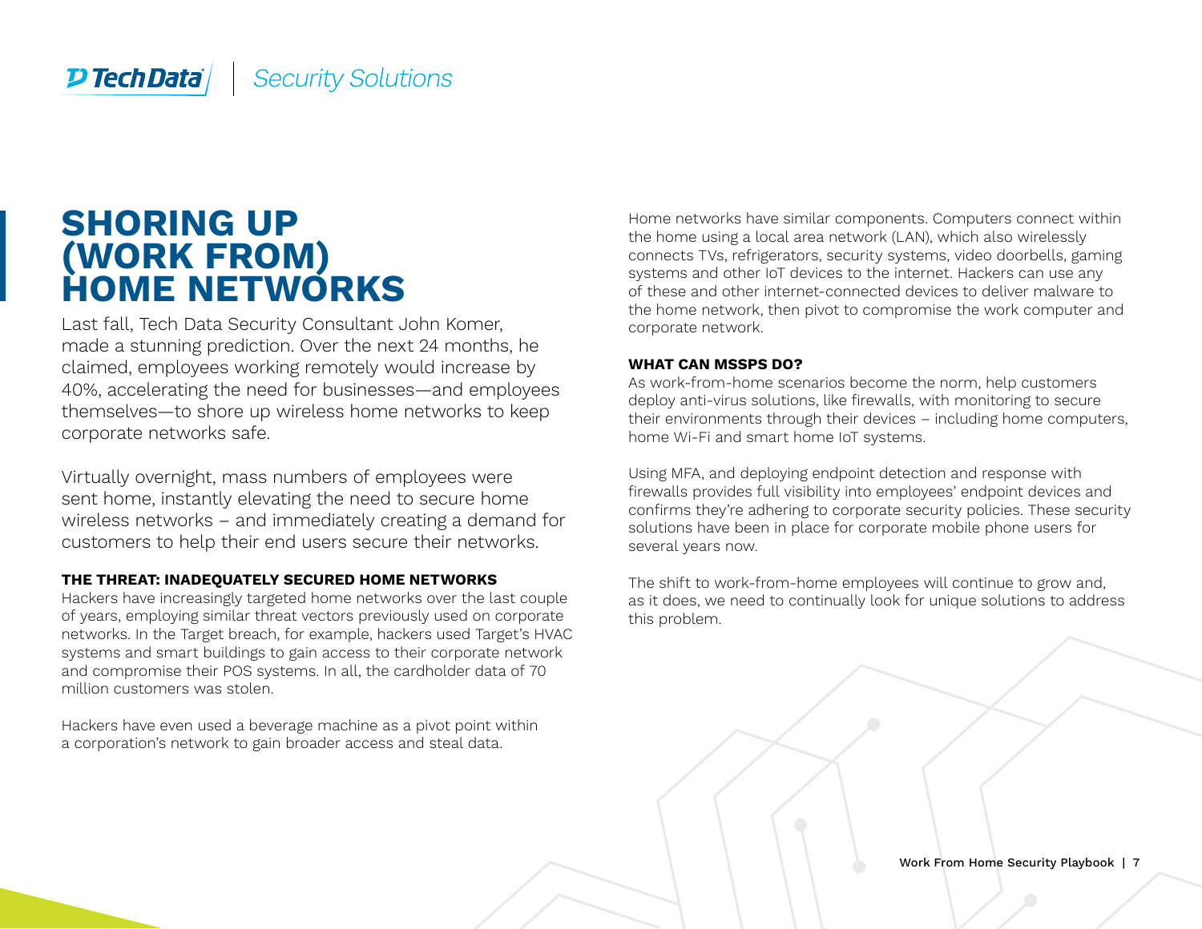# SHORING UP (WORK FROM) HOME NETWORKS

Last fall, Tech Data Security Consultant John Komer, made a stunning prediction. Over the next 24 months, he claimed, employees working remotely would increase by 40%, accelerating the need for businesses—and employees themselves—to shore up wireless home networks to keep corporate networks safe.

Virtually overnight, mass numbers of employees were sent home, instantly elevating the need to secure home wireless networks – and immediately creating a demand for customers to help their end users secure their networks.

### THE THREAT: INADEQUATELY SECURED HOME NETWORKS

Hackers have increasingly targeted home networks over the last couple of years, employing similar threat vectors previously used on corporate networks. In the Target breach, for example, hackers used Target's HVAC systems and smart buildings to gain access to their corporate network and compromise their POS systems. In all, the cardholder data of 70 million customers was stolen.

Hackers have even used a beverage machine as a pivot point within a corporation's network to gain broader access and steal data.

Home networks have similar components. Computers connect within the home using a local area network (LAN), which also wirelessly connects TVs, refrigerators, security systems, video doorbells, gaming systems and other IoT devices to the internet. Hackers can use any of these and other internet-connected devices to deliver malware to the home network, then pivot to compromise the work computer and corporate network.

### WHAT CAN MSSPS DO?

As work-from-home scenarios become the norm, help customers deploy anti-virus solutions, like firewalls, with monitoring to secure their environments through their devices – including home computers, home Wi-Fi and smart home IoT systems.

Using MFA, and deploying endpoint detection and response with firewalls provides full visibility into employees' endpoint devices and confirms they're adhering to corporate security policies. These security solutions have been in place for corporate mobile phone users for several years now.

The shift to work-from-home employees will continue to grow and, as it does, we need to continually look for unique solutions to address this problem.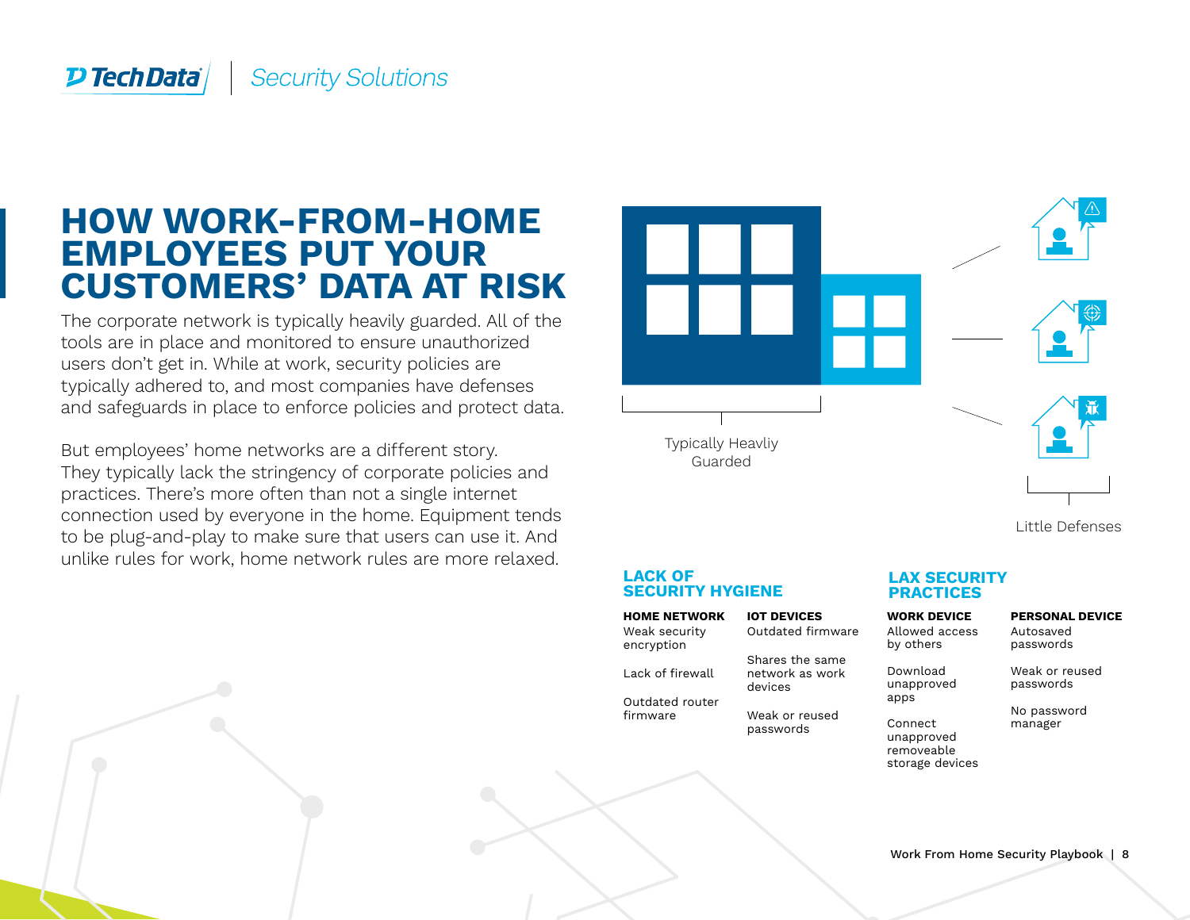# HOW WORK-FROM-HOME EMPLOYEES PUT YOUR CUSTOMERS' DATA AT RISK

The corporate network is typically heavily guarded. All of the tools are in place and monitored to ensure unauthorized users don't get in. While at work, security policies are typically adhered to, and most companies have defenses and safeguards in place to enforce policies and protect data.

But employees' home networks are a different story. They typically lack the stringency of corporate policies and practices. There's more often than not a single internet connection used by everyone in the home. Equipment tends to be plug-and-play to make sure that users can use it. And unlike rules for work, home network rules are more relaxed.

Typically Heavliy Guarded

Little Defenses

## LACK OF SECURITY HYGIENE

**HOME NETWORK**

Weak security encryption

Lack of firewall

Outdated router firmware

**IOT DEVICES**

Outdated firmware

Shares the same network as work devices

Weak or reused passwords

## LAX SECURITY PRACTICES

**WORK DEVICE**

Allowed access by others

Download unapproved apps

Connect unapproved removeable storage devices

**PERSONAL DEVICE**

Autosaved passwords

Weak or reused passwords

No password manager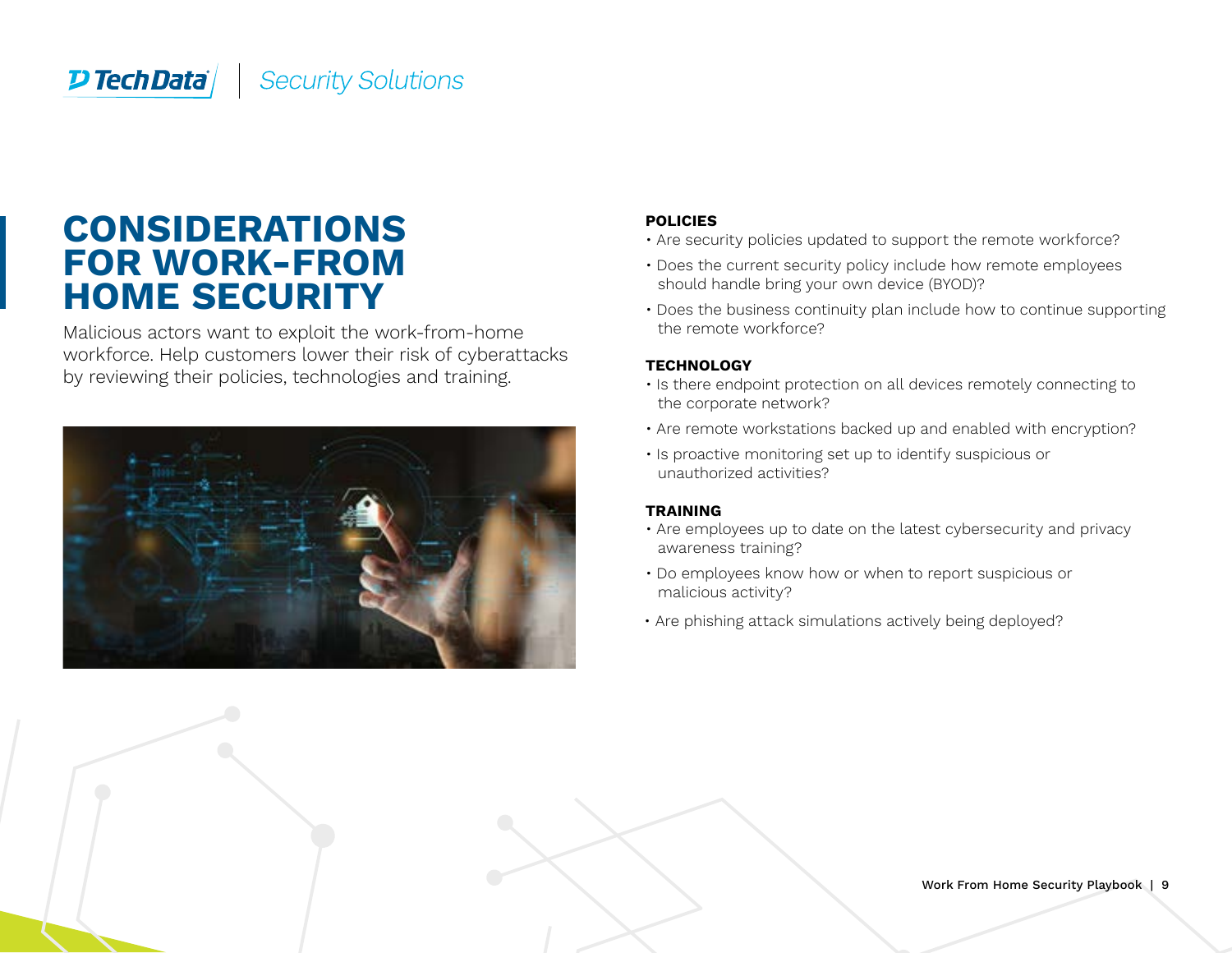# CONSIDERATIONS FOR WORK-FROM HOME SECURITY

Malicious actors want to exploit the work-from-home workforce. Help customers lower their risk of cyberattacks by reviewing their policies, technologies and training.

**POLICIES**

- Are security policies updated to support the remote workforce?
- Does the current security policy include how remote employees should handle bring your own device (BYOD)?
- Does the business continuity plan include how to continue supporting the remote workforce?

**TECHNOLOGY**

- Is there endpoint protection on all devices remotely connecting to the corporate network?
- Are remote workstations backed up and enabled with encryption?
- Is proactive monitoring set up to identify suspicious or unauthorized activities?

**TRAINING**

- Are employees up to date on the latest cybersecurity and privacy awareness training?
- Do employees know how or when to report suspicious or malicious activity?
- Are phishing attack simulations actively being deployed?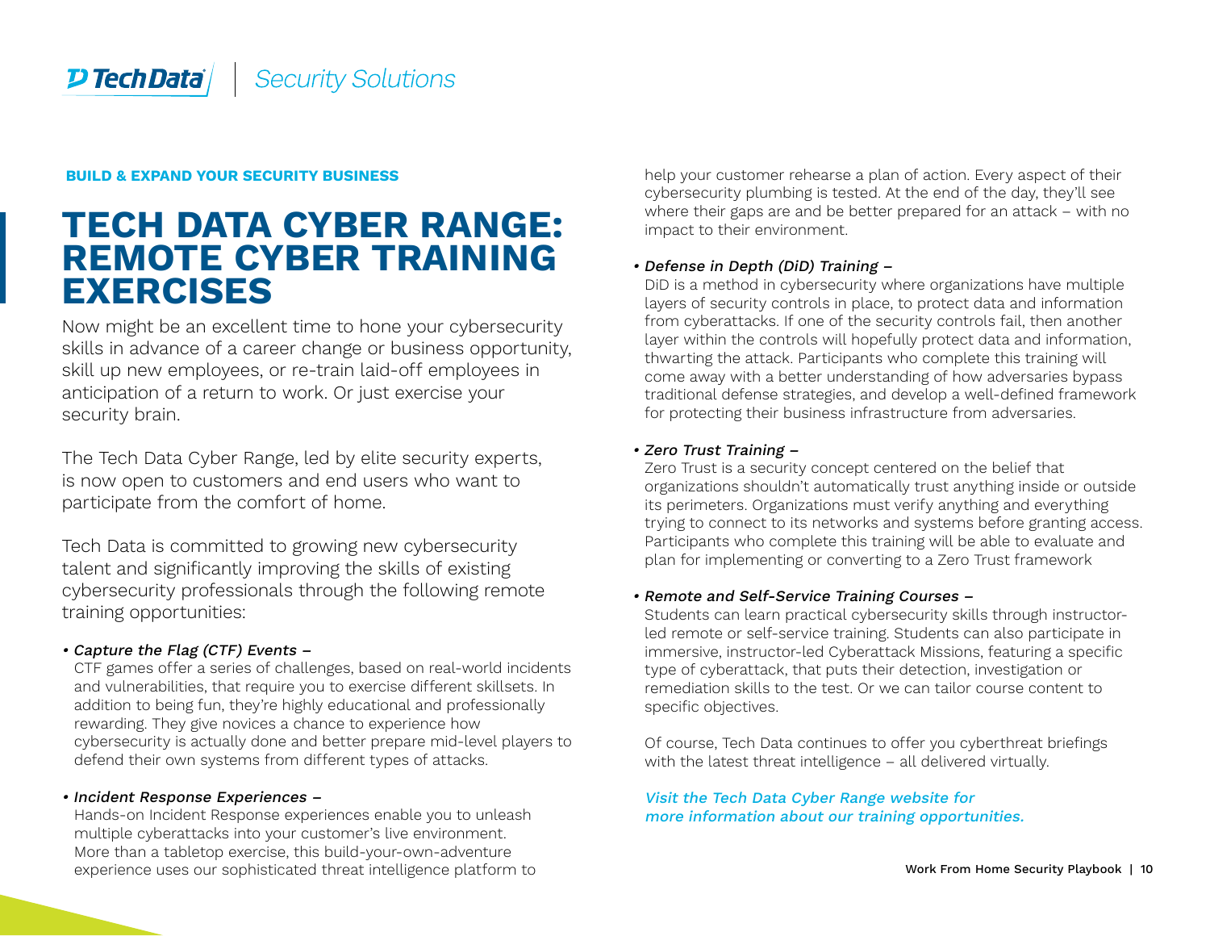**BUILD & EXPAND YOUR SECURITY BUSINESS**

# TECH DATA CYBER RANGE: REMOTE CYBER TRAINING EXERCISES

Now might be an excellent time to hone your cybersecurity skills in advance of a career change or business opportunity, skill up new employees, or re-train laid-off employees in anticipation of a return to work. Or just exercise your security brain.

The Tech Data Cyber Range, led by elite security experts, is now open to customers and end users who want to participate from the comfort of home.

Tech Data is committed to growing new cybersecurity talent and significantly improving the skills of existing cybersecurity professionals through the following remote training opportunities:

- *Capture the Flag (CTF) Events –*
  CTF games offer a series of challenges, based on real-world incidents and vulnerabilities, that require you to exercise different skillsets. In addition to being fun, they're highly educational and professionally rewarding. They give novices a chance to experience how cybersecurity is actually done and better prepare mid-level players to defend their own systems from different types of attacks.

- *Incident Response Experiences –*
  Hands-on Incident Response experiences enable you to unleash multiple cyberattacks into your customer's live environment. More than a tabletop exercise, this build-your-own-adventure experience uses our sophisticated threat intelligence platform to help your customer rehearse a plan of action. Every aspect of their cybersecurity plumbing is tested. At the end of the day, they'll see where their gaps are and be better prepared for an attack – with no impact to their environment.

- *Defense in Depth (DiD) Training –*
  DiD is a method in cybersecurity where organizations have multiple layers of security controls in place, to protect data and information from cyberattacks. If one of the security controls fail, then another layer within the controls will hopefully protect data and information, thwarting the attack. Participants who complete this training will come away with a better understanding of how adversaries bypass traditional defense strategies, and develop a well-defined framework for protecting their business infrastructure from adversaries.

- *Zero Trust Training –*
  Zero Trust is a security concept centered on the belief that organizations shouldn't automatically trust anything inside or outside its perimeters. Organizations must verify anything and everything trying to connect to its networks and systems before granting access. Participants who complete this training will be able to evaluate and plan for implementing or converting to a Zero Trust framework

- *Remote and Self-Service Training Courses –*
  Students can learn practical cybersecurity skills through instructor-led remote or self-service training. Students can also participate in immersive, instructor-led Cyberattack Missions, featuring a specific type of cyberattack, that puts their detection, investigation or remediation skills to the test. Or we can tailor course content to specific objectives.

  Of course, Tech Data continues to offer you cyberthreat briefings with the latest threat intelligence – all delivered virtually.

*Visit the Tech Data Cyber Range website for more information about our training opportunities.*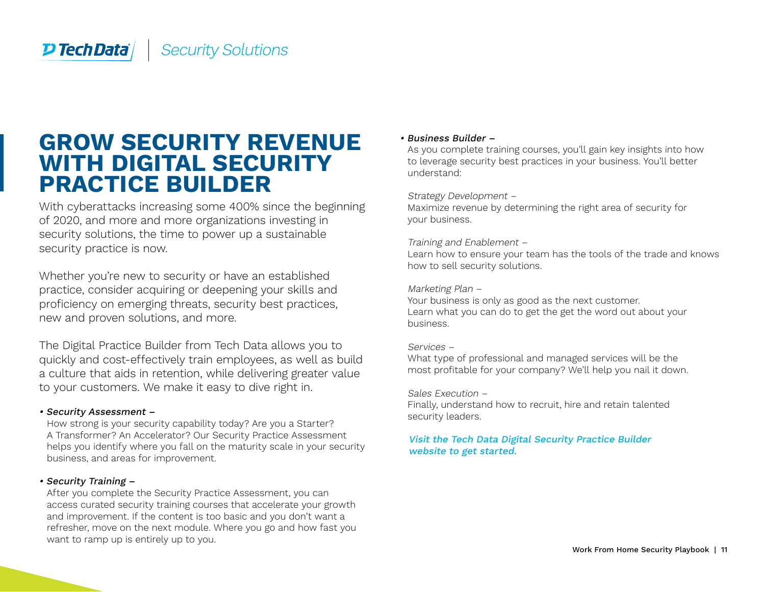# GROW SECURITY REVENUE WITH DIGITAL SECURITY PRACTICE BUILDER

With cyberattacks increasing some 400% since the beginning of 2020, and more and more organizations investing in security solutions, the time to power up a sustainable security practice is now.

Whether you're new to security or have an established practice, consider acquiring or deepening your skills and proficiency on emerging threats, security best practices, new and proven solutions, and more.

The Digital Practice Builder from Tech Data allows you to quickly and cost-effectively train employees, as well as build a culture that aids in retention, while delivering greater value to your customers. We make it easy to dive right in.

- ***Security Assessment –***
  How strong is your security capability today? Are you a Starter? A Transformer? An Accelerator? Our Security Practice Assessment helps you identify where you fall on the maturity scale in your security business, and areas for improvement.

- ***Security Training –***
  After you complete the Security Practice Assessment, you can access curated security training courses that accelerate your growth and improvement. If the content is too basic and you don't want a refresher, move on the next module. Where you go and how fast you want to ramp up is entirely up to you.

- ***Business Builder –***
  As you complete training courses, you'll gain key insights into how to leverage security best practices in your business. You'll better understand:

  *Strategy Development –*
  Maximize revenue by determining the right area of security for your business.

  *Training and Enablement –*
  Learn how to ensure your team has the tools of the trade and knows how to sell security solutions.

  *Marketing Plan –*
  Your business is only as good as the next customer. Learn what you can do to get the get the word out about your business.

  *Services –*
  What type of professional and managed services will be the most profitable for your company? We'll help you nail it down.

  *Sales Execution –*
  Finally, understand how to recruit, hire and retain talented security leaders.

***Visit the Tech Data Digital Security Practice Builder website to get started.***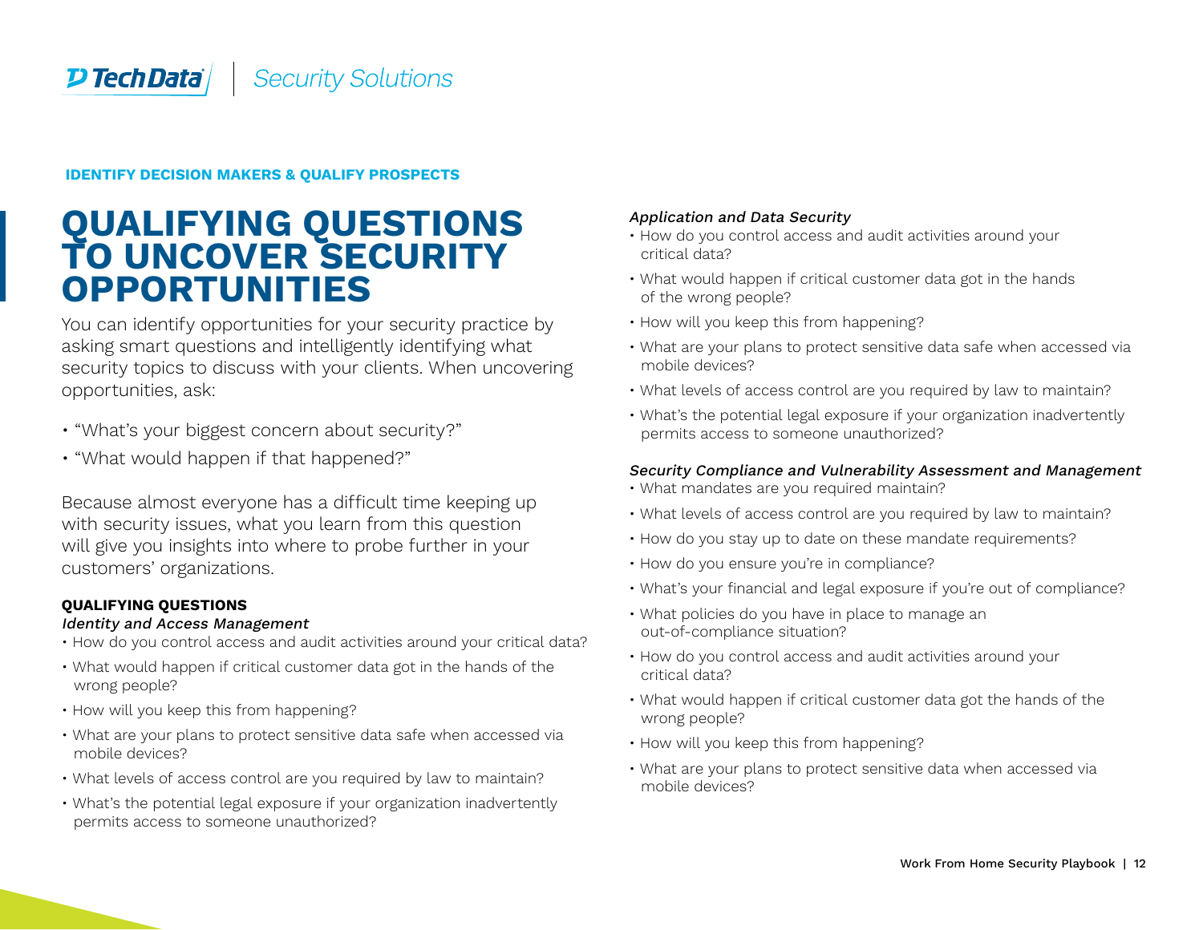**IDENTIFY DECISION MAKERS & QUALIFY PROSPECTS**

# QUALIFYING QUESTIONS TO UNCOVER SECURITY OPPORTUNITIES

You can identify opportunities for your security practice by asking smart questions and intelligently identifying what security topics to discuss with your clients. When uncovering opportunities, ask:

- "What's your biggest concern about security?"
- "What would happen if that happened?"

Because almost everyone has a difficult time keeping up with security issues, what you learn from this question will give you insights into where to probe further in your customers' organizations.

### QUALIFYING QUESTIONS

*Identity and Access Management*

- How do you control access and audit activities around your critical data?
- What would happen if critical customer data got in the hands of the wrong people?
- How will you keep this from happening?
- What are your plans to protect sensitive data safe when accessed via mobile devices?
- What levels of access control are you required by law to maintain?
- What's the potential legal exposure if your organization inadvertently permits access to someone unauthorized?

*Application and Data Security*

- How do you control access and audit activities around your critical data?
- What would happen if critical customer data got in the hands of the wrong people?
- How will you keep this from happening?
- What are your plans to protect sensitive data safe when accessed via mobile devices?
- What levels of access control are you required by law to maintain?
- What's the potential legal exposure if your organization inadvertently permits access to someone unauthorized?

*Security Compliance and Vulnerability Assessment and Management*

- What mandates are you required maintain?
- What levels of access control are you required by law to maintain?
- How do you stay up to date on these mandate requirements?
- How do you ensure you're in compliance?
- What's your financial and legal exposure if you're out of compliance?
- What policies do you have in place to manage an out-of-compliance situation?
- How do you control access and audit activities around your critical data?
- What would happen if critical customer data got the hands of the wrong people?
- How will you keep this from happening?
- What are your plans to protect sensitive data when accessed via mobile devices?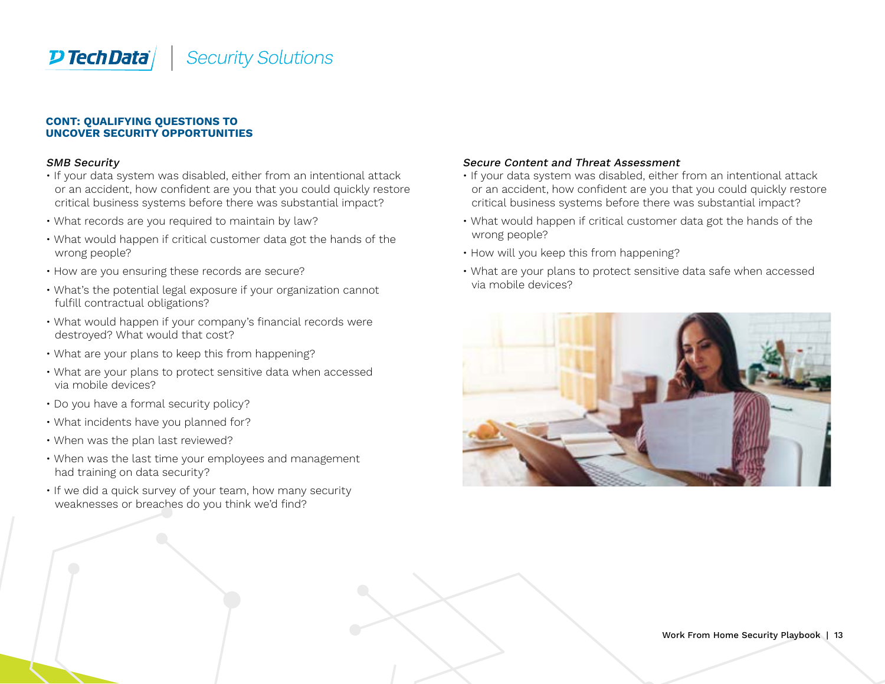## CONT: QUALIFYING QUESTIONS TO UNCOVER SECURITY OPPORTUNITIES

*SMB Security*

- If your data system was disabled, either from an intentional attack or an accident, how confident are you that you could quickly restore critical business systems before there was substantial impact?
- What records are you required to maintain by law?
- What would happen if critical customer data got the hands of the wrong people?
- How are you ensuring these records are secure?
- What's the potential legal exposure if your organization cannot fulfill contractual obligations?
- What would happen if your company's financial records were destroyed? What would that cost?
- What are your plans to keep this from happening?
- What are your plans to protect sensitive data when accessed via mobile devices?
- Do you have a formal security policy?
- What incidents have you planned for?
- When was the plan last reviewed?
- When was the last time your employees and management had training on data security?
- If we did a quick survey of your team, how many security weaknesses or breaches do you think we'd find?

*Secure Content and Threat Assessment*

- If your data system was disabled, either from an intentional attack or an accident, how confident are you that you could quickly restore critical business systems before there was substantial impact?
- What would happen if critical customer data got the hands of the wrong people?
- How will you keep this from happening?
- What are your plans to protect sensitive data safe when accessed via mobile devices?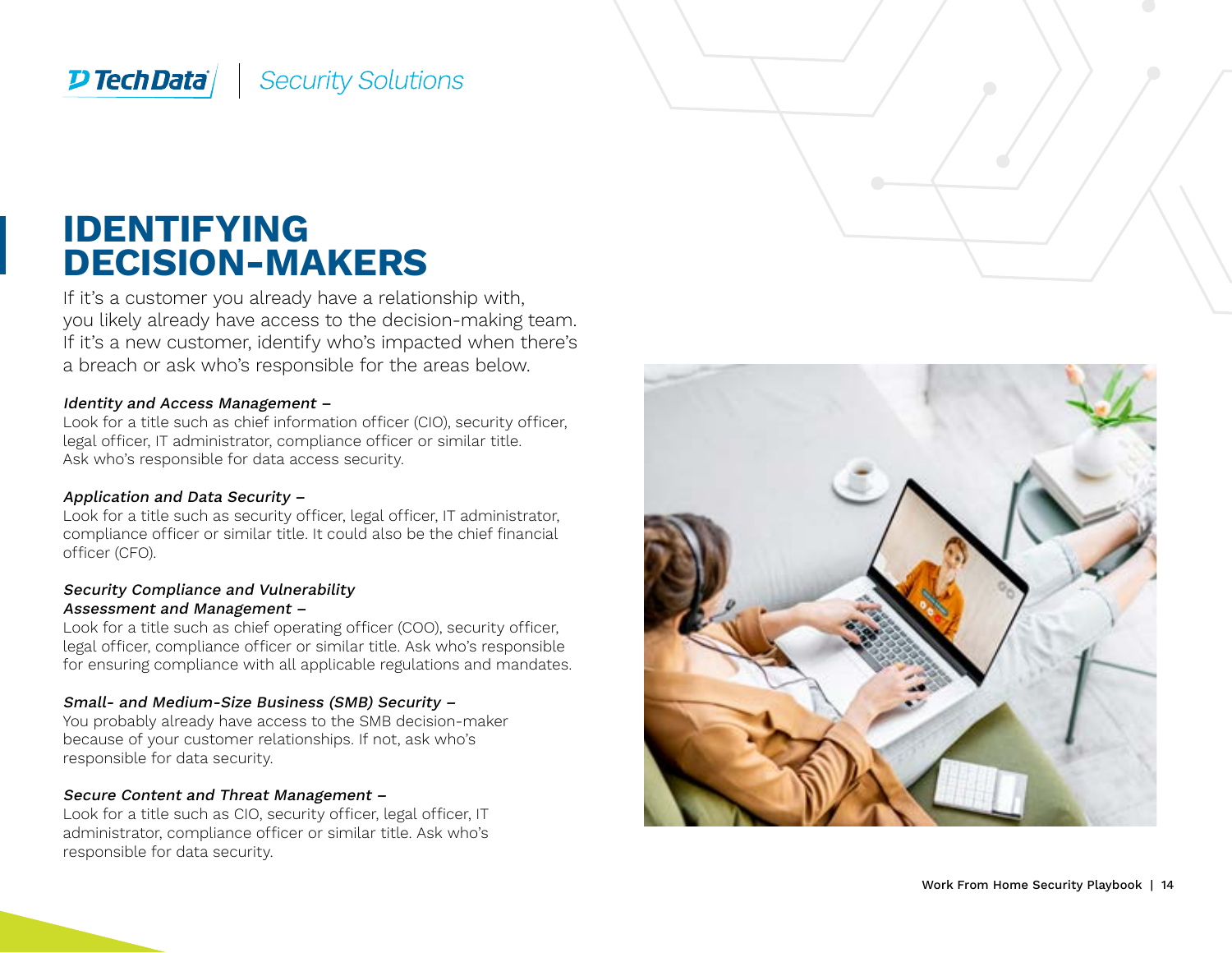# IDENTIFYING DECISION-MAKERS

If it's a customer you already have a relationship with, you likely already have access to the decision-making team. If it's a new customer, identify who's impacted when there's a breach or ask who's responsible for the areas below.

*Identity and Access Management –*
Look for a title such as chief information officer (CIO), security officer, legal officer, IT administrator, compliance officer or similar title. Ask who's responsible for data access security.

*Application and Data Security –*
Look for a title such as security officer, legal officer, IT administrator, compliance officer or similar title. It could also be the chief financial officer (CFO).

*Security Compliance and Vulnerability Assessment and Management –*
Look for a title such as chief operating officer (COO), security officer, legal officer, compliance officer or similar title. Ask who's responsible for ensuring compliance with all applicable regulations and mandates.

*Small- and Medium-Size Business (SMB) Security –*
You probably already have access to the SMB decision-maker because of your customer relationships. If not, ask who's responsible for data security.

*Secure Content and Threat Management –*
Look for a title such as CIO, security officer, legal officer, IT administrator, compliance officer or similar title. Ask who's responsible for data security.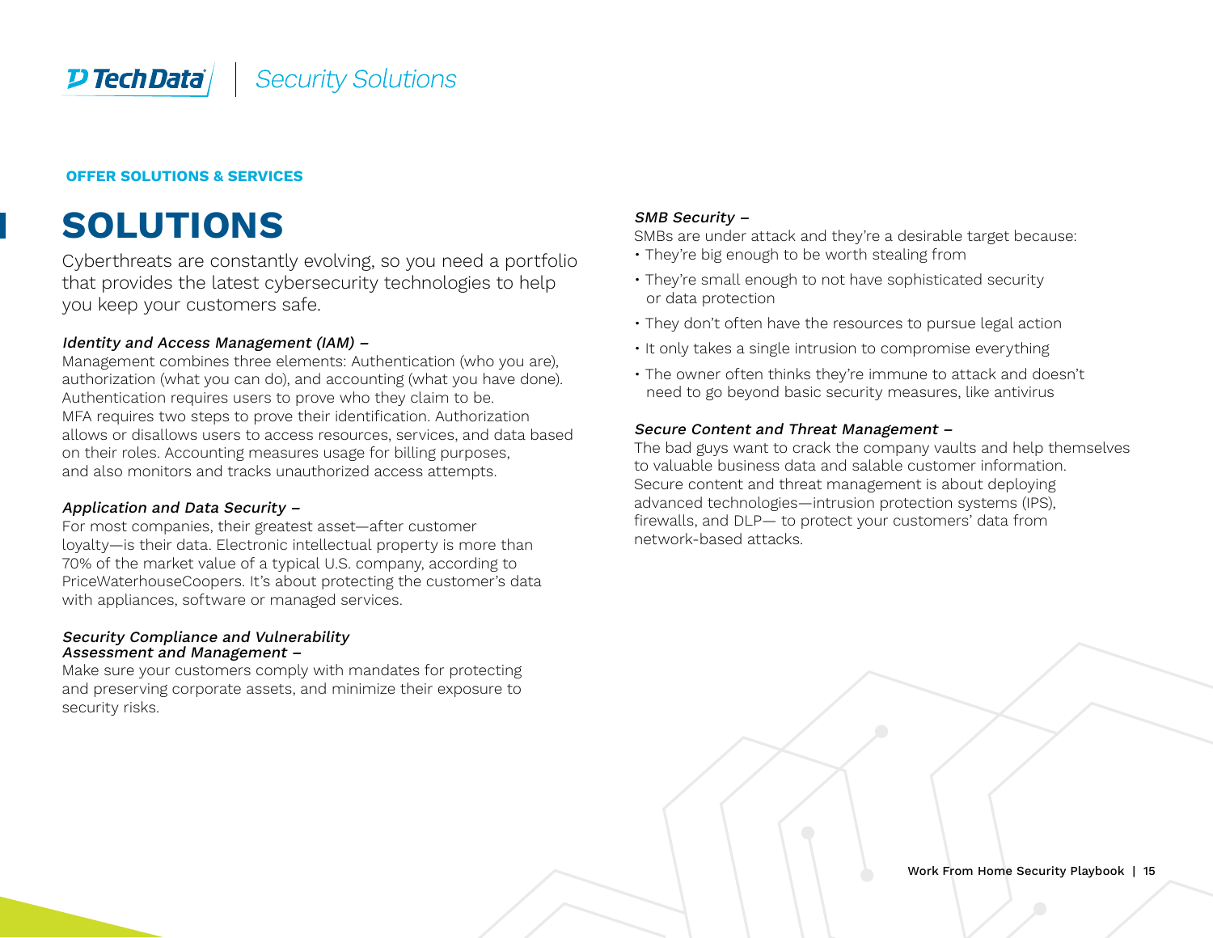**OFFER SOLUTIONS & SERVICES**

# SOLUTIONS

Cyberthreats are constantly evolving, so you need a portfolio that provides the latest cybersecurity technologies to help you keep your customers safe.

*Identity and Access Management (IAM) –*
Management combines three elements: Authentication (who you are), authorization (what you can do), and accounting (what you have done). Authentication requires users to prove who they claim to be. MFA requires two steps to prove their identification. Authorization allows or disallows users to access resources, services, and data based on their roles. Accounting measures usage for billing purposes, and also monitors and tracks unauthorized access attempts.

*Application and Data Security –*
For most companies, their greatest asset—after customer loyalty—is their data. Electronic intellectual property is more than 70% of the market value of a typical U.S. company, according to PriceWaterhouseCoopers. It's about protecting the customer's data with appliances, software or managed services.

*Security Compliance and Vulnerability Assessment and Management –*
Make sure your customers comply with mandates for protecting and preserving corporate assets, and minimize their exposure to security risks.

*SMB Security –*
SMBs are under attack and they're a desirable target because:

- They're big enough to be worth stealing from
- They're small enough to not have sophisticated security or data protection
- They don't often have the resources to pursue legal action
- It only takes a single intrusion to compromise everything
- The owner often thinks they're immune to attack and doesn't need to go beyond basic security measures, like antivirus

*Secure Content and Threat Management –*
The bad guys want to crack the company vaults and help themselves to valuable business data and salable customer information. Secure content and threat management is about deploying advanced technologies—intrusion protection systems (IPS), firewalls, and DLP— to protect your customers' data from network-based attacks.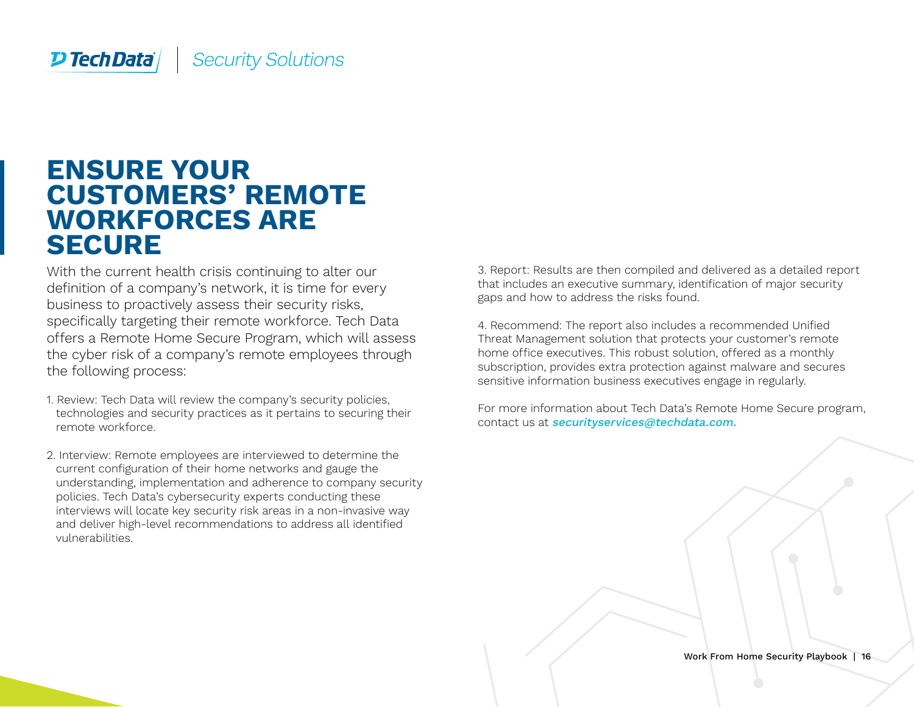# ENSURE YOUR CUSTOMERS' REMOTE WORKFORCES ARE SECURE

With the current health crisis continuing to alter our definition of a company's network, it is time for every business to proactively assess their security risks, specifically targeting their remote workforce. Tech Data offers a Remote Home Secure Program, which will assess the cyber risk of a company's remote employees through the following process:

1. Review: Tech Data will review the company's security policies, technologies and security practices as it pertains to securing their remote workforce.

2. Interview: Remote employees are interviewed to determine the current configuration of their home networks and gauge the understanding, implementation and adherence to company security policies. Tech Data's cybersecurity experts conducting these interviews will locate key security risk areas in a non-invasive way and deliver high-level recommendations to address all identified vulnerabilities.

3. Report: Results are then compiled and delivered as a detailed report that includes an executive summary, identification of major security gaps and how to address the risks found.

4. Recommend: The report also includes a recommended Unified Threat Management solution that protects your customer's remote home office executives. This robust solution, offered as a monthly subscription, provides extra protection against malware and secures sensitive information business executives engage in regularly.

For more information about Tech Data's Remote Home Secure program, contact us at ***securityservices@techdata.com.***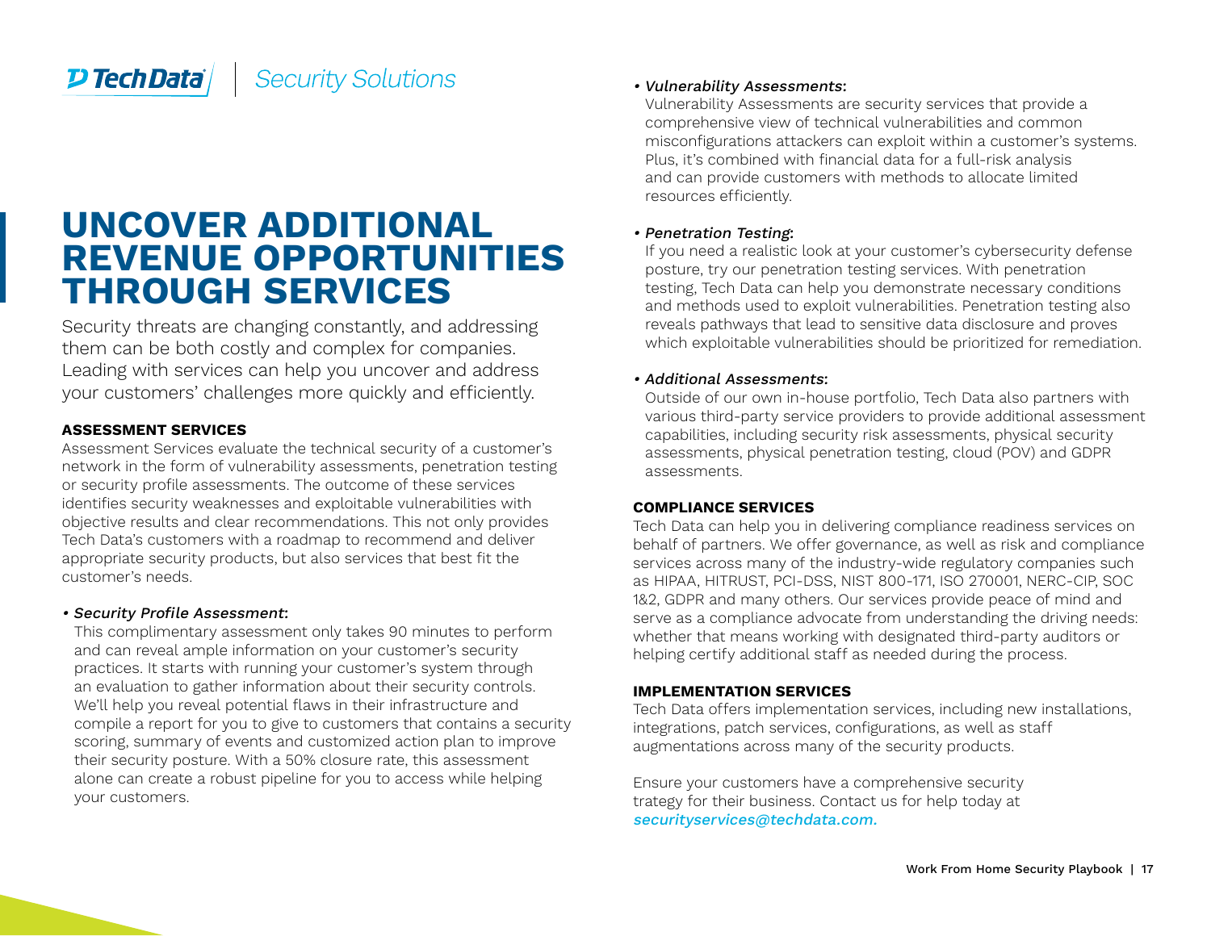# UNCOVER ADDITIONAL REVENUE OPPORTUNITIES THROUGH SERVICES

Security threats are changing constantly, and addressing them can be both costly and complex for companies. Leading with services can help you uncover and address your customers' challenges more quickly and efficiently.

### ASSESSMENT SERVICES

Assessment Services evaluate the technical security of a customer's network in the form of vulnerability assessments, penetration testing or security profile assessments. The outcome of these services identifies security weaknesses and exploitable vulnerabilities with objective results and clear recommendations. This not only provides Tech Data's customers with a roadmap to recommend and deliver appropriate security products, but also services that best fit the customer's needs.

- *Security Profile Assessment*:
  This complimentary assessment only takes 90 minutes to perform and can reveal ample information on your customer's security practices. It starts with running your customer's system through an evaluation to gather information about their security controls. We'll help you reveal potential flaws in their infrastructure and compile a report for you to give to customers that contains a security scoring, summary of events and customized action plan to improve their security posture. With a 50% closure rate, this assessment alone can create a robust pipeline for you to access while helping your customers.

- *Vulnerability Assessments*:
  Vulnerability Assessments are security services that provide a comprehensive view of technical vulnerabilities and common misconfigurations attackers can exploit within a customer's systems. Plus, it's combined with financial data for a full-risk analysis and can provide customers with methods to allocate limited resources efficiently.

- *Penetration Testing*:
  If you need a realistic look at your customer's cybersecurity defense posture, try our penetration testing services. With penetration testing, Tech Data can help you demonstrate necessary conditions and methods used to exploit vulnerabilities. Penetration testing also reveals pathways that lead to sensitive data disclosure and proves which exploitable vulnerabilities should be prioritized for remediation.

- *Additional Assessments*:
  Outside of our own in-house portfolio, Tech Data also partners with various third-party service providers to provide additional assessment capabilities, including security risk assessments, physical security assessments, physical penetration testing, cloud (POV) and GDPR assessments.

### COMPLIANCE SERVICES

Tech Data can help you in delivering compliance readiness services on behalf of partners. We offer governance, as well as risk and compliance services across many of the industry-wide regulatory companies such as HIPAA, HITRUST, PCI-DSS, NIST 800-171, ISO 270001, NERC-CIP, SOC 1&2, GDPR and many others. Our services provide peace of mind and serve as a compliance advocate from understanding the driving needs: whether that means working with designated third-party auditors or helping certify additional staff as needed during the process.

### IMPLEMENTATION SERVICES

Tech Data offers implementation services, including new installations, integrations, patch services, configurations, as well as staff augmentations across many of the security products.

Ensure your customers have a comprehensive security trategy for their business. Contact us for help today at *securityservices@techdata.com.*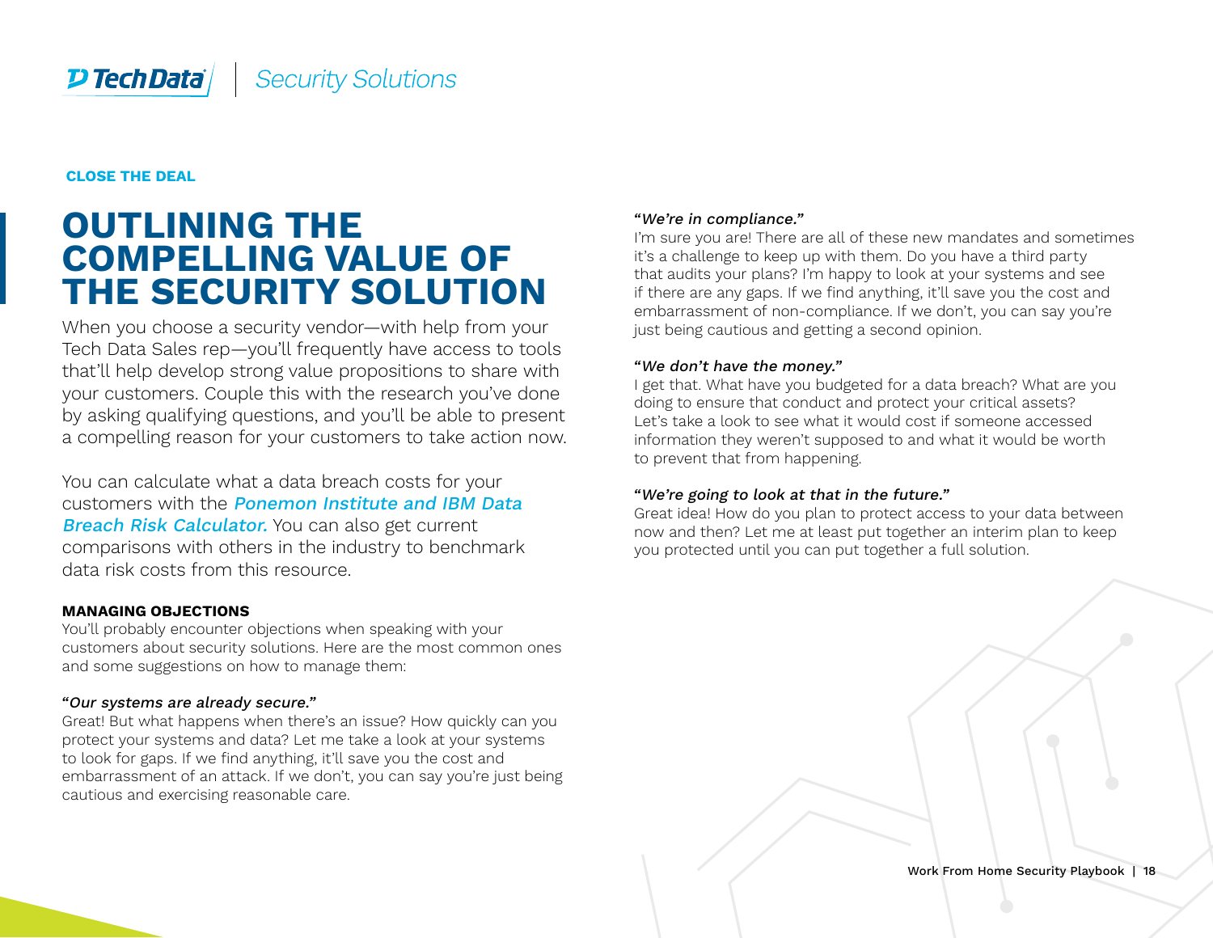**CLOSE THE DEAL**

# OUTLINING THE COMPELLING VALUE OF THE SECURITY SOLUTION

When you choose a security vendor—with help from your Tech Data Sales rep—you'll frequently have access to tools that'll help develop strong value propositions to share with your customers. Couple this with the research you've done by asking qualifying questions, and you'll be able to present a compelling reason for your customers to take action now.

You can calculate what a data breach costs for your customers with the ***Ponemon Institute and IBM Data Breach Risk Calculator.*** You can also get current comparisons with others in the industry to benchmark data risk costs from this resource.

**MANAGING OBJECTIONS**

You'll probably encounter objections when speaking with your customers about security solutions. Here are the most common ones and some suggestions on how to manage them:

*"Our systems are already secure."*
Great! But what happens when there's an issue? How quickly can you protect your systems and data? Let me take a look at your systems to look for gaps. If we find anything, it'll save you the cost and embarrassment of an attack. If we don't, you can say you're just being cautious and exercising reasonable care.

*"We're in compliance."*
I'm sure you are! There are all of these new mandates and sometimes it's a challenge to keep up with them. Do you have a third party that audits your plans? I'm happy to look at your systems and see if there are any gaps. If we find anything, it'll save you the cost and embarrassment of non-compliance. If we don't, you can say you're just being cautious and getting a second opinion.

*"We don't have the money."*
I get that. What have you budgeted for a data breach? What are you doing to ensure that conduct and protect your critical assets? Let's take a look to see what it would cost if someone accessed information they weren't supposed to and what it would be worth to prevent that from happening.

*"We're going to look at that in the future."*
Great idea! How do you plan to protect access to your data between now and then? Let me at least put together an interim plan to keep you protected until you can put together a full solution.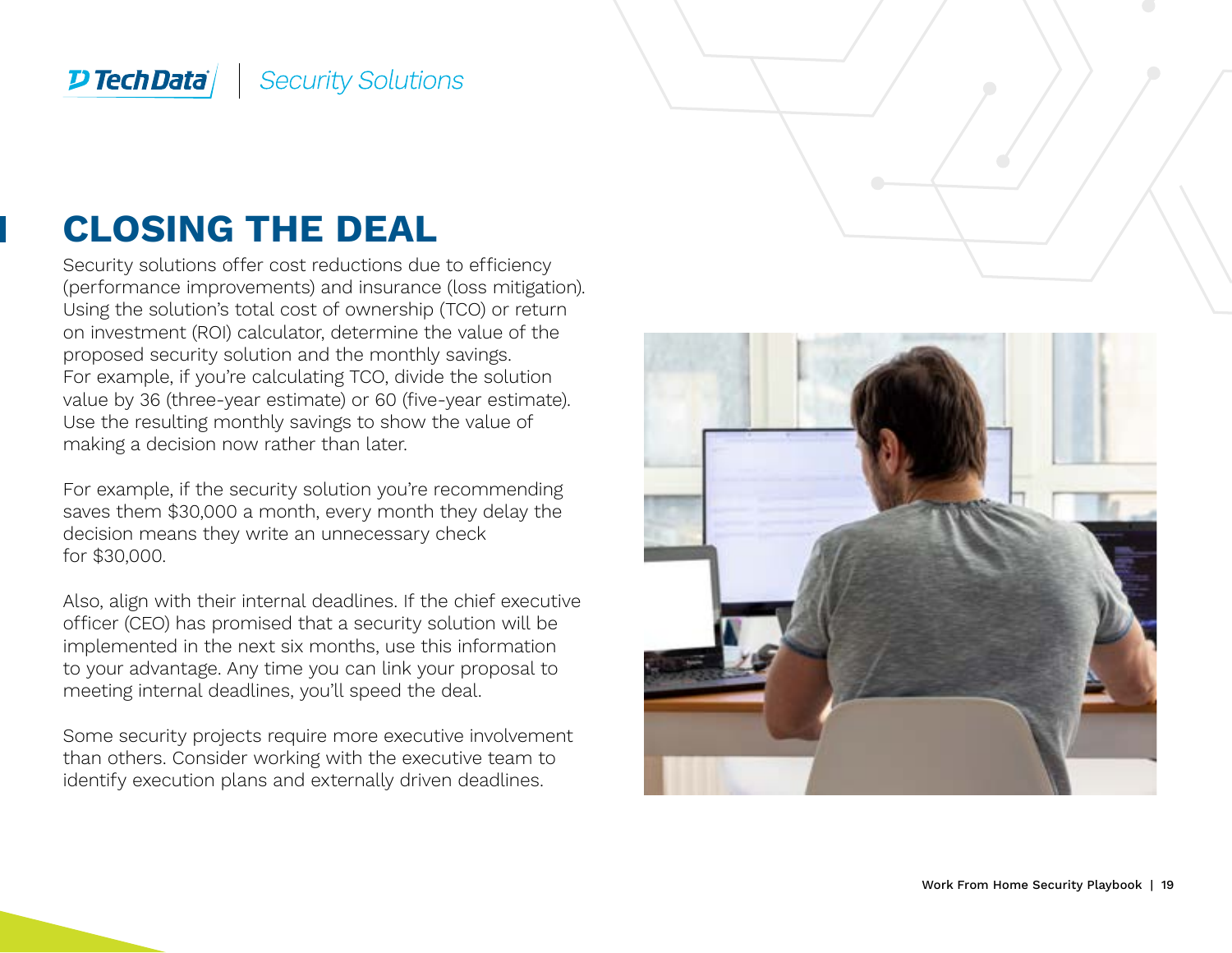# CLOSING THE DEAL

Security solutions offer cost reductions due to efficiency (performance improvements) and insurance (loss mitigation). Using the solution's total cost of ownership (TCO) or return on investment (ROI) calculator, determine the value of the proposed security solution and the monthly savings. For example, if you're calculating TCO, divide the solution value by 36 (three-year estimate) or 60 (five-year estimate). Use the resulting monthly savings to show the value of making a decision now rather than later.

For example, if the security solution you're recommending saves them $30,000 a month, every month they delay the decision means they write an unnecessary check for $30,000.

Also, align with their internal deadlines. If the chief executive officer (CEO) has promised that a security solution will be implemented in the next six months, use this information to your advantage. Any time you can link your proposal to meeting internal deadlines, you'll speed the deal.

Some security projects require more executive involvement than others. Consider working with the executive team to identify execution plans and externally driven deadlines.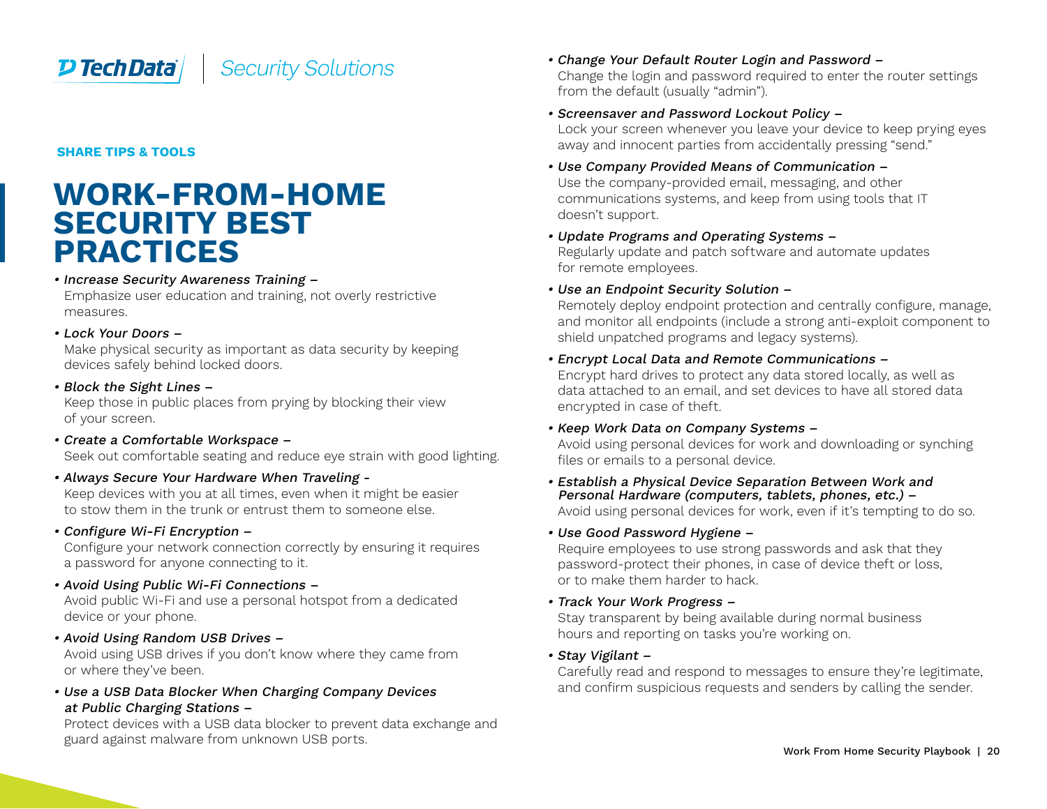**SHARE TIPS & TOOLS**

# WORK-FROM-HOME SECURITY BEST PRACTICES

- *Increase Security Awareness Training –* Emphasize user education and training, not overly restrictive measures.
- *Lock Your Doors –* Make physical security as important as data security by keeping devices safely behind locked doors.
- *Block the Sight Lines –* Keep those in public places from prying by blocking their view of your screen.
- *Create a Comfortable Workspace –* Seek out comfortable seating and reduce eye strain with good lighting.
- *Always Secure Your Hardware When Traveling -* Keep devices with you at all times, even when it might be easier to stow them in the trunk or entrust them to someone else.
- *Configure Wi-Fi Encryption –* Configure your network connection correctly by ensuring it requires a password for anyone connecting to it.
- *Avoid Using Public Wi-Fi Connections –* Avoid public Wi-Fi and use a personal hotspot from a dedicated device or your phone.
- *Avoid Using Random USB Drives –* Avoid using USB drives if you don't know where they came from or where they've been.
- *Use a USB Data Blocker When Charging Company Devices at Public Charging Stations –* Protect devices with a USB data blocker to prevent data exchange and guard against malware from unknown USB ports.
- *Change Your Default Router Login and Password –* Change the login and password required to enter the router settings from the default (usually "admin").
- *Screensaver and Password Lockout Policy –* Lock your screen whenever you leave your device to keep prying eyes away and innocent parties from accidentally pressing "send."
- *Use Company Provided Means of Communication –* Use the company-provided email, messaging, and other communications systems, and keep from using tools that IT doesn't support.
- *Update Programs and Operating Systems –* Regularly update and patch software and automate updates for remote employees.
- *Use an Endpoint Security Solution –* Remotely deploy endpoint protection and centrally configure, manage, and monitor all endpoints (include a strong anti-exploit component to shield unpatched programs and legacy systems).
- *Encrypt Local Data and Remote Communications –* Encrypt hard drives to protect any data stored locally, as well as data attached to an email, and set devices to have all stored data encrypted in case of theft.
- *Keep Work Data on Company Systems –* Avoid using personal devices for work and downloading or synching files or emails to a personal device.
- *Establish a Physical Device Separation Between Work and Personal Hardware (computers, tablets, phones, etc.) –* Avoid using personal devices for work, even if it's tempting to do so.
- *Use Good Password Hygiene –* Require employees to use strong passwords and ask that they password-protect their phones, in case of device theft or loss, or to make them harder to hack.
- *Track Your Work Progress –* Stay transparent by being available during normal business hours and reporting on tasks you're working on.
- *Stay Vigilant –* Carefully read and respond to messages to ensure they're legitimate, and confirm suspicious requests and senders by calling the sender.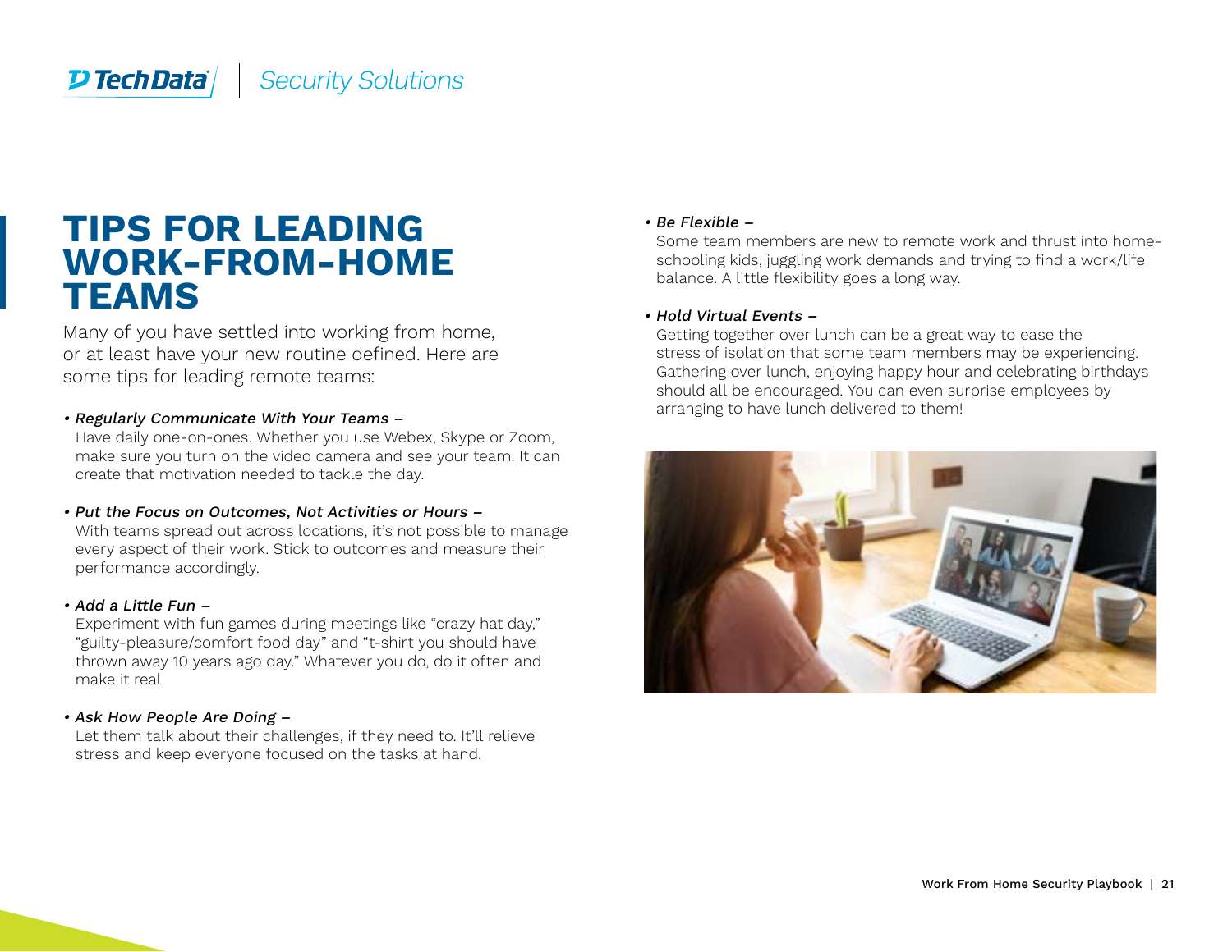# TIPS FOR LEADING WORK-FROM-HOME TEAMS

Many of you have settled into working from home, or at least have your new routine defined. Here are some tips for leading remote teams:

- *Regularly Communicate With Your Teams –*
  Have daily one-on-ones. Whether you use Webex, Skype or Zoom, make sure you turn on the video camera and see your team. It can create that motivation needed to tackle the day.

- *Put the Focus on Outcomes, Not Activities or Hours –*
  With teams spread out across locations, it's not possible to manage every aspect of their work. Stick to outcomes and measure their performance accordingly.

- *Add a Little Fun –*
  Experiment with fun games during meetings like "crazy hat day," "guilty-pleasure/comfort food day" and "t-shirt you should have thrown away 10 years ago day." Whatever you do, do it often and make it real.

- *Ask How People Are Doing –*
  Let them talk about their challenges, if they need to. It'll relieve stress and keep everyone focused on the tasks at hand.

- *Be Flexible –*
  Some team members are new to remote work and thrust into home-schooling kids, juggling work demands and trying to find a work/life balance. A little flexibility goes a long way.

- *Hold Virtual Events –*
  Getting together over lunch can be a great way to ease the stress of isolation that some team members may be experiencing. Gathering over lunch, enjoying happy hour and celebrating birthdays should all be encouraged. You can even surprise employees by arranging to have lunch delivered to them!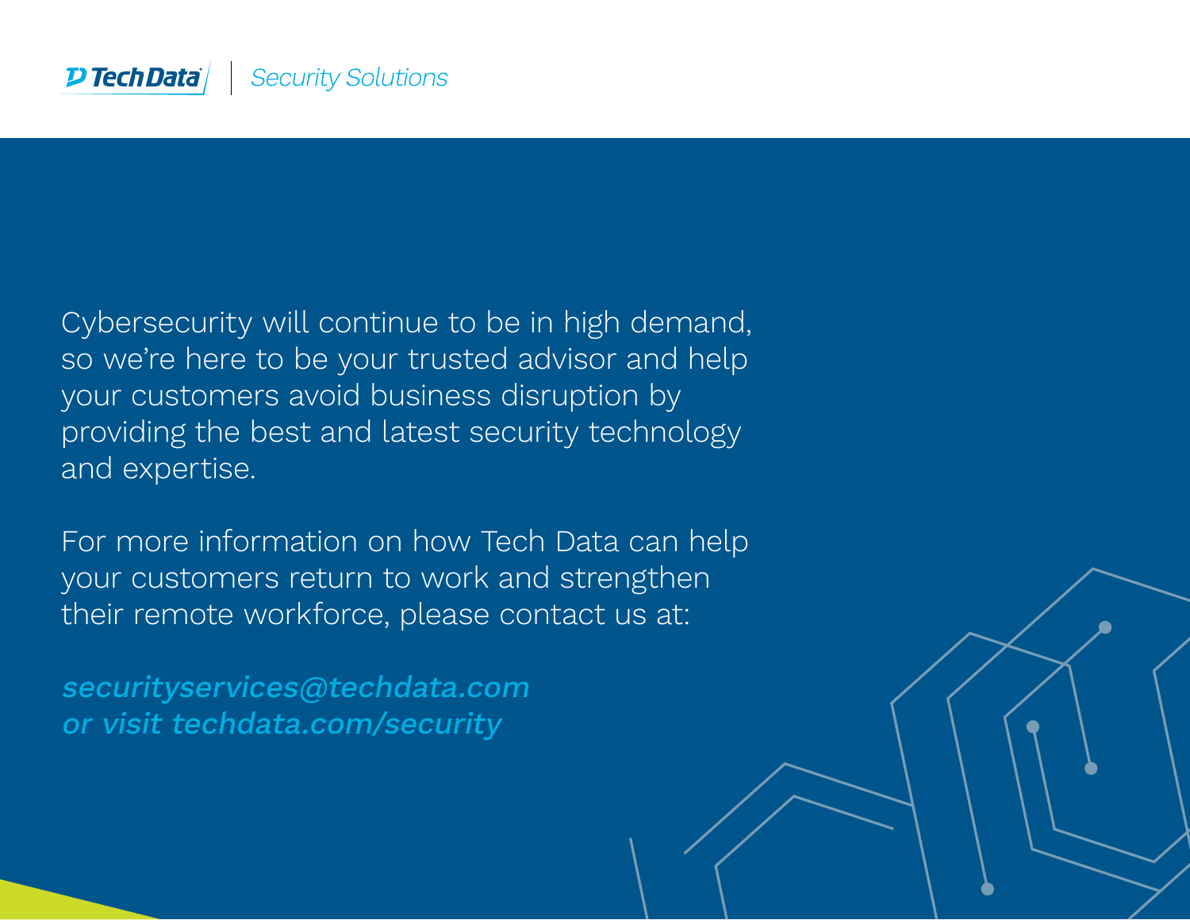Tech Data | *Security Solutions*

Cybersecurity will continue to be in high demand, so we're here to be your trusted advisor and help your customers avoid business disruption by providing the best and latest security technology and expertise.

For more information on how Tech Data can help your customers return to work and strengthen their remote workforce, please contact us at:

***securityservices@techdata.com***
***or visit techdata.com/security***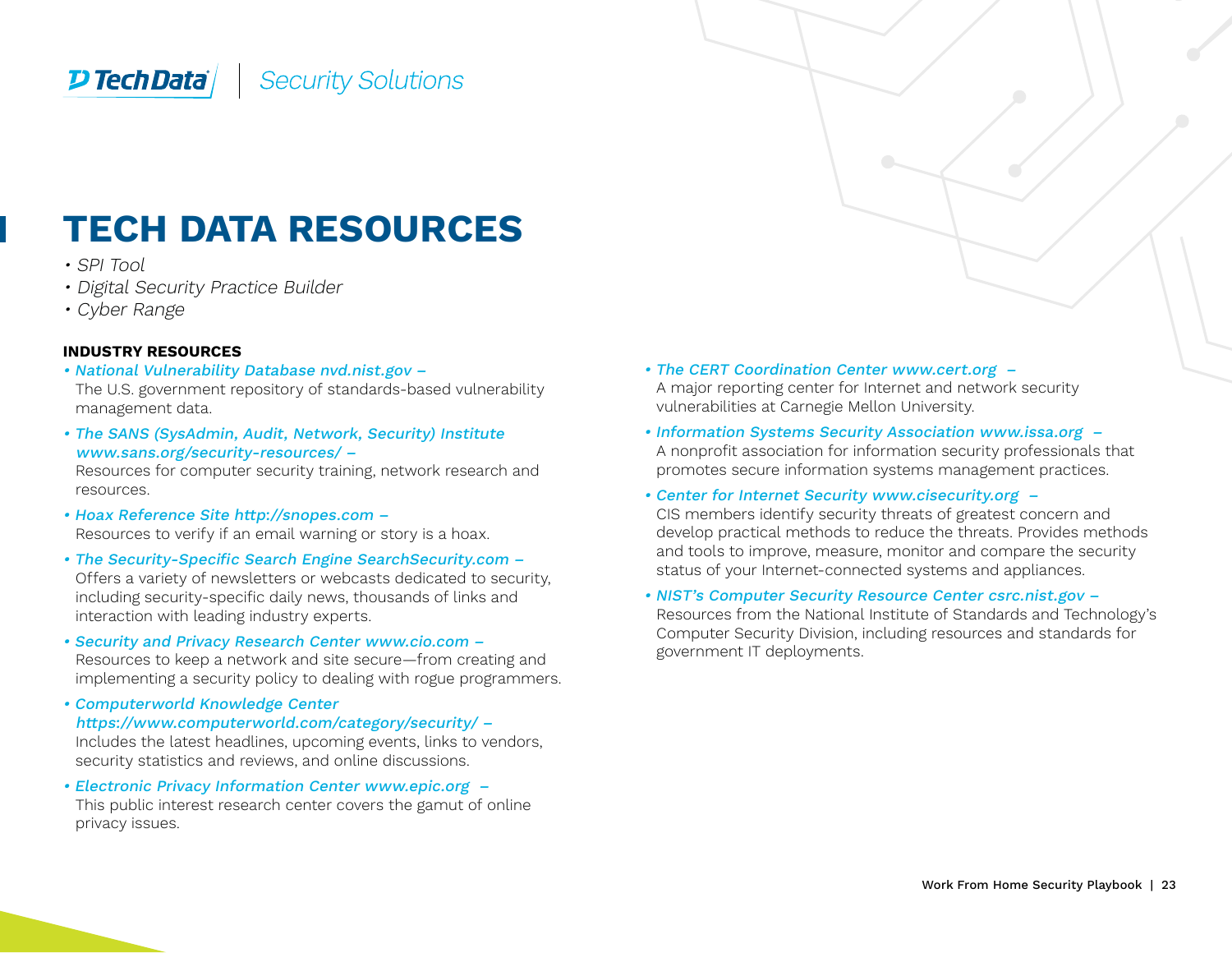# TECH DATA RESOURCES

- *SPI Tool*
- *Digital Security Practice Builder*
- *Cyber Range*

**INDUSTRY RESOURCES**

- *National Vulnerability Database nvd.nist.gov –*
  The U.S. government repository of standards-based vulnerability management data.
- *The SANS (SysAdmin, Audit, Network, Security) Institute www.sans.org/security-resources/ –*
  Resources for computer security training, network research and resources.
- *Hoax Reference Site http://snopes.com –*
  Resources to verify if an email warning or story is a hoax.
- *The Security-Specific Search Engine SearchSecurity.com –*
  Offers a variety of newsletters or webcasts dedicated to security, including security-specific daily news, thousands of links and interaction with leading industry experts.
- *Security and Privacy Research Center www.cio.com –*
  Resources to keep a network and site secure—from creating and implementing a security policy to dealing with rogue programmers.
- *Computerworld Knowledge Center https://www.computerworld.com/category/security/ –*
  Includes the latest headlines, upcoming events, links to vendors, security statistics and reviews, and online discussions.
- *Electronic Privacy Information Center www.epic.org –*
  This public interest research center covers the gamut of online privacy issues.
- *The CERT Coordination Center www.cert.org –*
  A major reporting center for Internet and network security vulnerabilities at Carnegie Mellon University.
- *Information Systems Security Association www.issa.org –*
  A nonprofit association for information security professionals that promotes secure information systems management practices.
- *Center for Internet Security www.cisecurity.org –*
  CIS members identify security threats of greatest concern and develop practical methods to reduce the threats. Provides methods and tools to improve, measure, monitor and compare the security status of your Internet-connected systems and appliances.
- *NIST's Computer Security Resource Center csrc.nist.gov –*
  Resources from the National Institute of Standards and Technology's Computer Security Division, including resources and standards for government IT deployments.